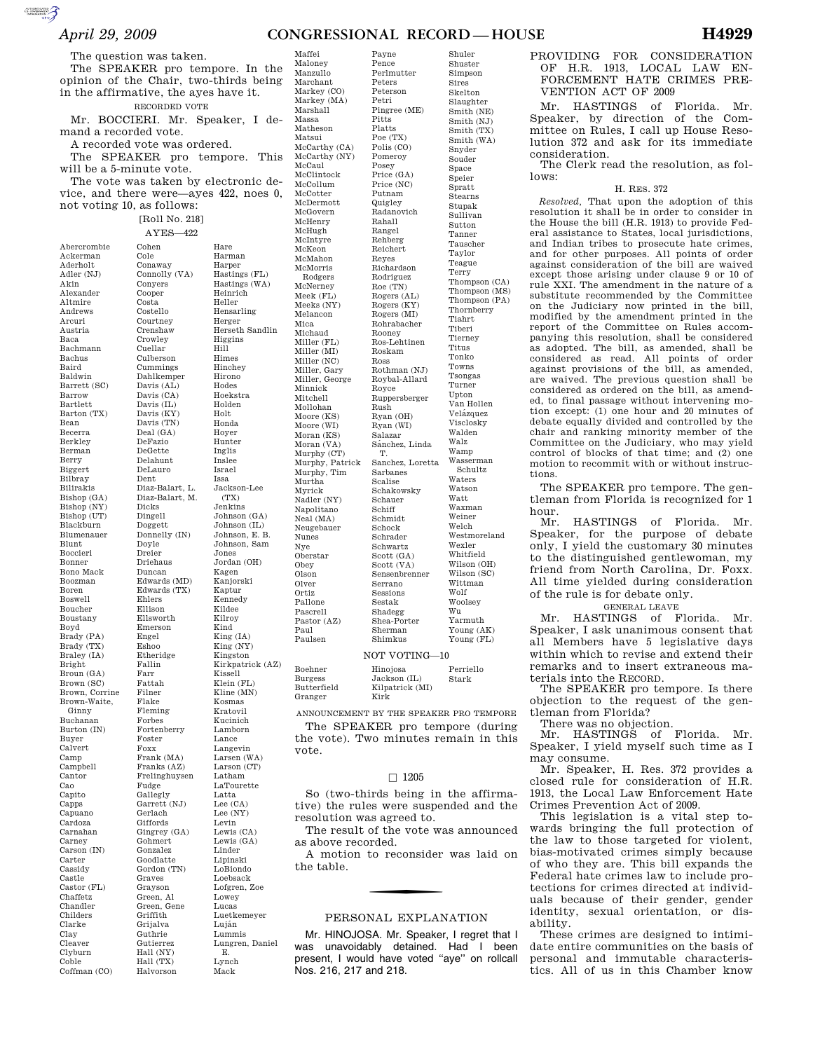The question was taken.

The SPEAKER pro tempore. In the opinion of the Chair, two-thirds being in the affirmative, the ayes have it.

RECORDED VOTE

Mr. BOCCIERI. Mr. Speaker, I demand a recorded vote.

A recorded vote was ordered.

The SPEAKER pro tempore. This will be a 5-minute vote.

The vote was taken by electronic device, and there were—ayes 422, noes 0, not voting 10, as follows:

[Roll No. 218]

AYES—422

Abercrombie
Ackerman
Aderholt
Adler (NJ)
Akin
Alexander
Altmire
Andrews
Arcuri
Austria
Baca
Bachmann
Bachus
Baird
Baldwin
Barrett (SC)
Barrow
Bartlett
Barton (TX)
Bean
Becerra
Berkley
Berman
Berry
Biggert
Bilbray
Bilirakis
Bishop (GA)
Bishop (NY)
Bishop (UT)
Blackburn
Blumenauer
Blunt
Boccieri
Bonner
Bono Mack
Boozman
Boren
Boswell
Boucher
Boustany
Boyd
Brady (PA)
Brady (TX)
Braley (IA)
Bright
Broun (GA)
Brown (SC)
Brown, Corrine
Brown-Waite, Ginny
Buchanan
Burton (IN)
Buyer
Calvert
Camp
Campbell
Cantor
Cao
Capito
Capps
Capuano
Cardoza
Carnahan
Carney
Carson (IN)
Carter
Cassidy
Castle
Castor (FL)
Chaffetz
Chandler
Childers
Clarke
Clay
Cleaver
Clyburn
Coble
Coffman (CO)
Cohen
Cole
Conaway
Connolly (VA)
Conyers
Cooper
Costa
Costello
Courtney
Crenshaw
Crowley
Cuellar
Culberson
Cummings
Dahlkemper
Davis (AL)
Davis (CA)
Davis (IL)
Davis (KY)
Davis (TN)
Deal (GA)
DeFazio
DeGette
Delahunt
DeLauro
Dent
Diaz-Balart, L.
Diaz-Balart, M.
Dicks
Dingell
Doggett
Donnelly (IN)
Doyle
Dreier
Driehaus
Duncan
Edwards (MD)
Edwards (TX)
Ehlers
Ellison
Ellsworth
Emerson
Engel
Eshoo
Etheridge
Fallin
Farr
Fattah
Filner
Flake
Fleming
Forbes
Fortenberry
Foster
Foxx
Frank (MA)
Franks (AZ)
Frelinghuysen
Fudge
Gallegly
Garrett (NJ)
Gerlach
Giffords
Gingrey (GA)
Gohmert
Gonzalez
Goodlatte
Gordon (TN)
Graves
Grayson
Green, Al
Green, Gene
Griffith
Grijalva
Guthrie
Gutierrez
Hall (NY)
Hall (TX)
Halvorson
Hare
Harman
Harper
Hastings (FL)
Hastings (WA)
Heinrich
Heller
Hensarling
Herger
Herseth Sandlin
Higgins
Hill
Himes
Hinchey
Hirono
Hodes
Hoekstra
Holden
Holt
Honda
Hoyer
Hunter
Inglis
Inslee
Israel
Issa
Jackson-Lee (TX)
Jenkins
Johnson (GA)
Johnson (IL)
Johnson, E. B.
Johnson, Sam
Jones
Jordan (OH)
Kagen
Kanjorski
Kaptur
Kennedy
Kildee
Kilroy
Kind
King (IA)
King (NY)
Kingston
Kirkpatrick (AZ)
Kissell
Klein (FL)
Kline (MN)
Kosmas
Kratovil
Kucinich
Lamborn
Lance
Langevin
Larsen (WA)
Larson (CT)
Latham
LaTourette
Latta
Lee (CA)
Lee (NY)
Levin
Lewis (CA)
Lewis (GA)
Linder
Lipinski
LoBiondo
Loebsack
Lofgren, Zoe
Lowey
Lucas
Luetkemeyer
Luján
Lummis
Lungren, Daniel E.
Lynch
Mack
Maffei
Maloney
Manzullo
Marchant
Markey (CO)
Markey (MA)
Marshall
Massa
Matheson
Matsui
McCarthy (CA)
McCarthy (NY)
McCaul
McClintock
McCollum
McCotter
McDermott
McGovern
McHenry
McHugh
McIntyre
McKeon
McMahon
McMorris Rodgers
McNerney
Meek (FL)
Meeks (NY)
Melancon
Mica
Michaud
Miller (FL)
Miller (MI)
Miller (NC)
Miller, Gary
Miller, George
Minnick
Mitchell
Mollohan
Moore (KS)
Moore (WI)
Moran (KS)
Moran (VA)
Murphy (CT)
Murphy, Patrick
Murphy, Tim
Murtha
Myrick
Nadler (NY)
Napolitano
Neal (MA)
Neugebauer
Nunes
Nye
Oberstar
Obey
Olson
Olver
Ortiz
Pallone
Pascrell
Pastor (AZ)
Paul
Paulsen
Payne
Pence
Perlmutter
Peters
Peterson
Petri
Pingree (ME)
Pitts
Platts
Poe (TX)
Polis (CO)
Pomeroy
Posey
Price (GA)
Price (NC)
Putnam
Quigley
Radanovich
Rahall
Rangel
Rehberg
Reichert
Reyes
Richardson
Rodriguez
Roe (TN)
Rogers (AL)
Rogers (KY)
Rogers (MI)
Rohrabacher
Rooney
Ros-Lehtinen
Roskam
Ross
Rothman (NJ)
Roybal-Allard
Royce
Ruppersberger
Rush
Ryan (OH)
Ryan (WI)
Salazar
Sánchez, Linda T.
Sanchez, Loretta
Sarbanes
Scalise
Schakowsky
Schauer
Schiff
Schmidt
Schock
Schrader
Schwartz
Scott (GA)
Scott (VA)
Sensenbrenner
Serrano
Sessions
Sestak
Shadegg
Shea-Porter
Sherman
Shimkus
Shuler
Shuster
Simpson
Sires
Skelton
Slaughter
Smith (NE)
Smith (NJ)
Smith (TX)
Smith (WA)
Snyder
Souder
Space
Speier
Spratt
Stearns
Stupak
Sullivan
Sutton
Tanner
Tauscher
Taylor
Teague
Terry
Thompson (CA)
Thompson (MS)
Thompson (PA)
Thornberry
Tiahrt
Tiberi
Tierney
Titus
Tonko
Towns
Tsongas
Turner
Upton
Van Hollen
Velázquez
Visclosky
Walden
Walz
Wamp
Wasserman Schultz
Waters
Watson
Watt
Waxman
Weiner
Welch
Westmoreland
Wexler
Whitfield
Wilson (OH)
Wilson (SC)
Wittman
Wolf
Woolsey
Wu
Yarmuth
Young (AK)
Young (FL)

NOT VOTING—10

Boehner
Burgess
Butterfield
Granger
Hinojosa
Jackson (IL)
Kilpatrick (MI)
Kirk
Perriello
Stark

ANNOUNCEMENT BY THE SPEAKER PRO TEMPORE

The SPEAKER pro tempore (during the vote). Two minutes remain in this vote.

☐ 1205

So (two-thirds being in the affirmative) the rules were suspended and the resolution was agreed to.

The result of the vote was announced as above recorded.

A motion to reconsider was laid on the table.

## PERSONAL EXPLANATION

Mr. HINOJOSA. Mr. Speaker, I regret that I was unavoidably detained. Had I been present, I would have voted "aye" on rollcall Nos. 216, 217 and 218.

## PROVIDING FOR CONSIDERATION OF H.R. 1913, LOCAL LAW ENFORCEMENT HATE CRIMES PREVENTION ACT OF 2009

Mr. HASTINGS of Florida. Mr. Speaker, by direction of the Committee on Rules, I call up House Resolution 372 and ask for its immediate consideration.

The Clerk read the resolution, as follows:

H. RES. 372

*Resolved*, That upon the adoption of this resolution it shall be in order to consider in the House the bill (H.R. 1913) to provide Federal assistance to States, local jurisdictions, and Indian tribes to prosecute hate crimes, and for other purposes. All points of order against consideration of the bill are waived except those arising under clause 9 or 10 of rule XXI. The amendment in the nature of a substitute recommended by the Committee on the Judiciary now printed in the bill, modified by the amendment printed in the report of the Committee on Rules accompanying this resolution, shall be considered as adopted. The bill, as amended, shall be considered as read. All points of order against provisions of the bill, as amended, are waived. The previous question shall be considered as ordered on the bill, as amended, to final passage without intervening motion except: (1) one hour and 20 minutes of debate equally divided and controlled by the chair and ranking minority member of the Committee on the Judiciary, who may yield control of blocks of that time; and (2) one motion to recommit with or without instructions.

The SPEAKER pro tempore. The gentleman from Florida is recognized for 1 hour.

Mr. HASTINGS of Florida. Mr. Speaker, for the purpose of debate only, I yield the customary 30 minutes to the distinguished gentlewoman, my friend from North Carolina, Dr. Foxx. All time yielded during consideration of the rule is for debate only.

GENERAL LEAVE

Mr. HASTINGS of Florida. Mr. Speaker, I ask unanimous consent that all Members have 5 legislative days within which to revise and extend their remarks and to insert extraneous materials into the RECORD.

The SPEAKER pro tempore. Is there objection to the request of the gentleman from Florida?

There was no objection.

Mr. HASTINGS of Florida. Mr. Speaker, I yield myself such time as I may consume.

Mr. Speaker, H. Res. 372 provides a closed rule for consideration of H.R. 1913, the Local Law Enforcement Hate Crimes Prevention Act of 2009.

This legislation is a vital step towards bringing the full protection of the law to those targeted for violent, bias-motivated crimes simply because of who they are. This bill expands the Federal hate crimes law to include protections for crimes directed at individuals because of their gender, gender identity, sexual orientation, or disability.

These crimes are designed to intimidate entire communities on the basis of personal and immutable characteristics. All of us in this Chamber know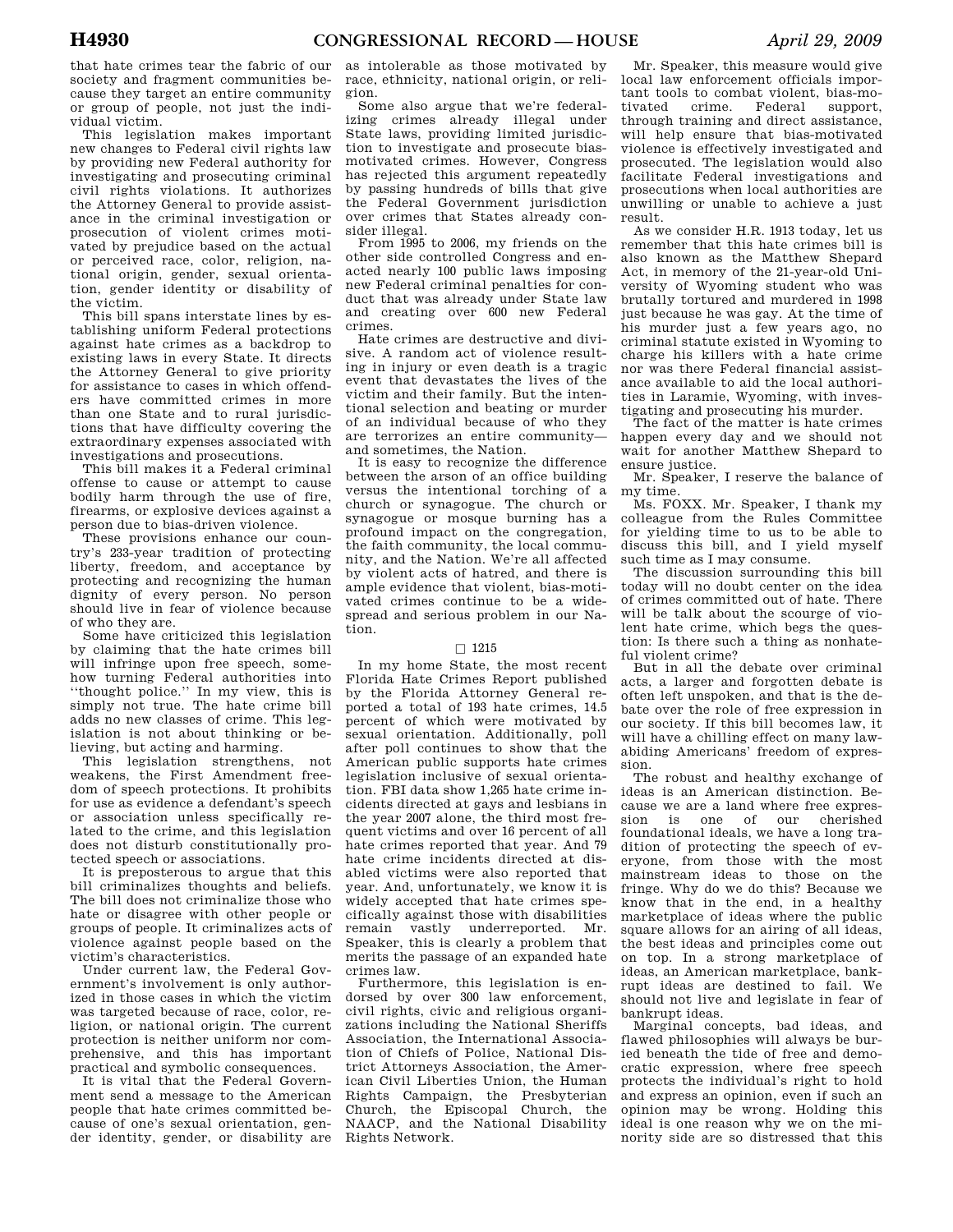that hate crimes tear the fabric of our society and fragment communities because they target an entire community or group of people, not just the individual victim.

This legislation makes important new changes to Federal civil rights law by providing new Federal authority for investigating and prosecuting criminal civil rights violations. It authorizes the Attorney General to provide assistance in the criminal investigation or prosecution of violent crimes motivated by prejudice based on the actual or perceived race, color, religion, national origin, gender, sexual orientation, gender identity or disability of the victim.

This bill spans interstate lines by establishing uniform Federal protections against hate crimes as a backdrop to existing laws in every State. It directs the Attorney General to give priority for assistance to cases in which offenders have committed crimes in more than one State and to rural jurisdictions that have difficulty covering the extraordinary expenses associated with investigations and prosecutions.

This bill makes it a Federal criminal offense to cause or attempt to cause bodily harm through the use of fire, firearms, or explosive devices against a person due to bias-driven violence.

These provisions enhance our country's 233-year tradition of protecting liberty, freedom, and acceptance by protecting and recognizing the human dignity of every person. No person should live in fear of violence because of who they are.

Some have criticized this legislation by claiming that the hate crimes bill will infringe upon free speech, somehow turning Federal authorities into "thought police." In my view, this is simply not true. The hate crime bill adds no new classes of crime. This legislation is not about thinking or believing, but acting and harming.

This legislation strengthens, not weakens, the First Amendment freedom of speech protections. It prohibits for use as evidence a defendant's speech or association unless specifically related to the crime, and this legislation does not disturb constitutionally protected speech or associations.

It is preposterous to argue that this bill criminalizes thoughts and beliefs. The bill does not criminalize those who hate or disagree with other people or groups of people. It criminalizes acts of violence against people based on the victim's characteristics.

Under current law, the Federal Government's involvement is only authorized in those cases in which the victim was targeted because of race, color, religion, or national origin. The current protection is neither uniform nor comprehensive, and this has important practical and symbolic consequences.

It is vital that the Federal Government send a message to the American people that hate crimes committed because of one's sexual orientation, gender identity, gender, or disability are as intolerable as those motivated by race, ethnicity, national origin, or religion.

Some also argue that we're federalizing crimes already illegal under State laws, providing limited jurisdiction to investigate and prosecute bias-motivated crimes. However, Congress has rejected this argument repeatedly by passing hundreds of bills that give the Federal Government jurisdiction over crimes that States already consider illegal.

From 1995 to 2006, my friends on the other side controlled Congress and enacted nearly 100 public laws imposing new Federal criminal penalties for conduct that was already under State law and creating over 600 new Federal crimes.

Hate crimes are destructive and divisive. A random act of violence resulting in injury or even death is a tragic event that devastates the lives of the victim and their family. But the intentional selection and beating or murder of an individual because of who they are terrorizes an entire community—and sometimes, the Nation.

It is easy to recognize the difference between the arson of an office building versus the intentional torching of a church or synagogue. The church or synagogue or mosque burning has a profound impact on the congregation, the faith community, the local community, and the Nation. We're all affected by violent acts of hatred, and there is ample evidence that violent, bias-motivated crimes continue to be a widespread and serious problem in our Nation.

□ 1215

In my home State, the most recent Florida Hate Crimes Report published by the Florida Attorney General reported a total of 193 hate crimes, 14.5 percent of which were motivated by sexual orientation. Additionally, poll after poll continues to show that the American public supports hate crimes legislation inclusive of sexual orientation. FBI data show 1,265 hate crime incidents directed at gays and lesbians in the year 2007 alone, the third most frequent victims and over 16 percent of all hate crimes reported that year. And 79 hate crime incidents directed at disabled victims were also reported that year. And, unfortunately, we know it is widely accepted that hate crimes specifically against those with disabilities remain vastly underreported. Mr. Speaker, this is clearly a problem that merits the passage of an expanded hate crimes law.

Furthermore, this legislation is endorsed by over 300 law enforcement, civil rights, civic and religious organizations including the National Sheriffs Association, the International Association of Chiefs of Police, National District Attorneys Association, the American Civil Liberties Union, the Human Rights Campaign, the Presbyterian Church, the Episcopal Church, the NAACP, and the National Disability Rights Network.

Mr. Speaker, this measure would give local law enforcement officials important tools to combat violent, bias-motivated crime. Federal support, through training and direct assistance, will help ensure that bias-motivated violence is effectively investigated and prosecuted. The legislation would also facilitate Federal investigations and prosecutions when local authorities are unwilling or unable to achieve a just result.

As we consider H.R. 1913 today, let us remember that this hate crimes bill is also known as the Matthew Shepard Act, in memory of the 21-year-old University of Wyoming student who was brutally tortured and murdered in 1998 just because he was gay. At the time of his murder just a few years ago, no criminal statute existed in Wyoming to charge his killers with a hate crime nor was there Federal financial assistance available to aid the local authorities in Laramie, Wyoming, with investigating and prosecuting his murder.

The fact of the matter is hate crimes happen every day and we should not wait for another Matthew Shepard to ensure justice.

Mr. Speaker, I reserve the balance of my time.

Ms. FOXX. Mr. Speaker, I thank my colleague from the Rules Committee for yielding time to us to be able to discuss this bill, and I yield myself such time as I may consume.

The discussion surrounding this bill today will no doubt center on the idea of crimes committed out of hate. There will be talk about the scourge of violent hate crime, which begs the question: Is there such a thing as nonhateful violent crime?

But in all the debate over criminal acts, a larger and forgotten debate is often left unspoken, and that is the debate over the role of free expression in our society. If this bill becomes law, it will have a chilling effect on many law-abiding Americans' freedom of expression.

The robust and healthy exchange of ideas is an American distinction. Because we are a land where free expression is one of our cherished foundational ideals, we have a long tradition of protecting the speech of everyone, from those with the most mainstream ideas to those on the fringe. Why do we do this? Because we know that in the end, in a healthy marketplace of ideas where the public square allows for an airing of all ideas, the best ideas and principles come out on top. In a strong marketplace of ideas, an American marketplace, bankrupt ideas are destined to fail. We should not live and legislate in fear of bankrupt ideas.

Marginal concepts, bad ideas, and flawed philosophies will always be buried beneath the tide of free and democratic expression, where free speech protects the individual's right to hold and express an opinion, even if such an opinion may be wrong. Holding this ideal is one reason why we on the minority side are so distressed that this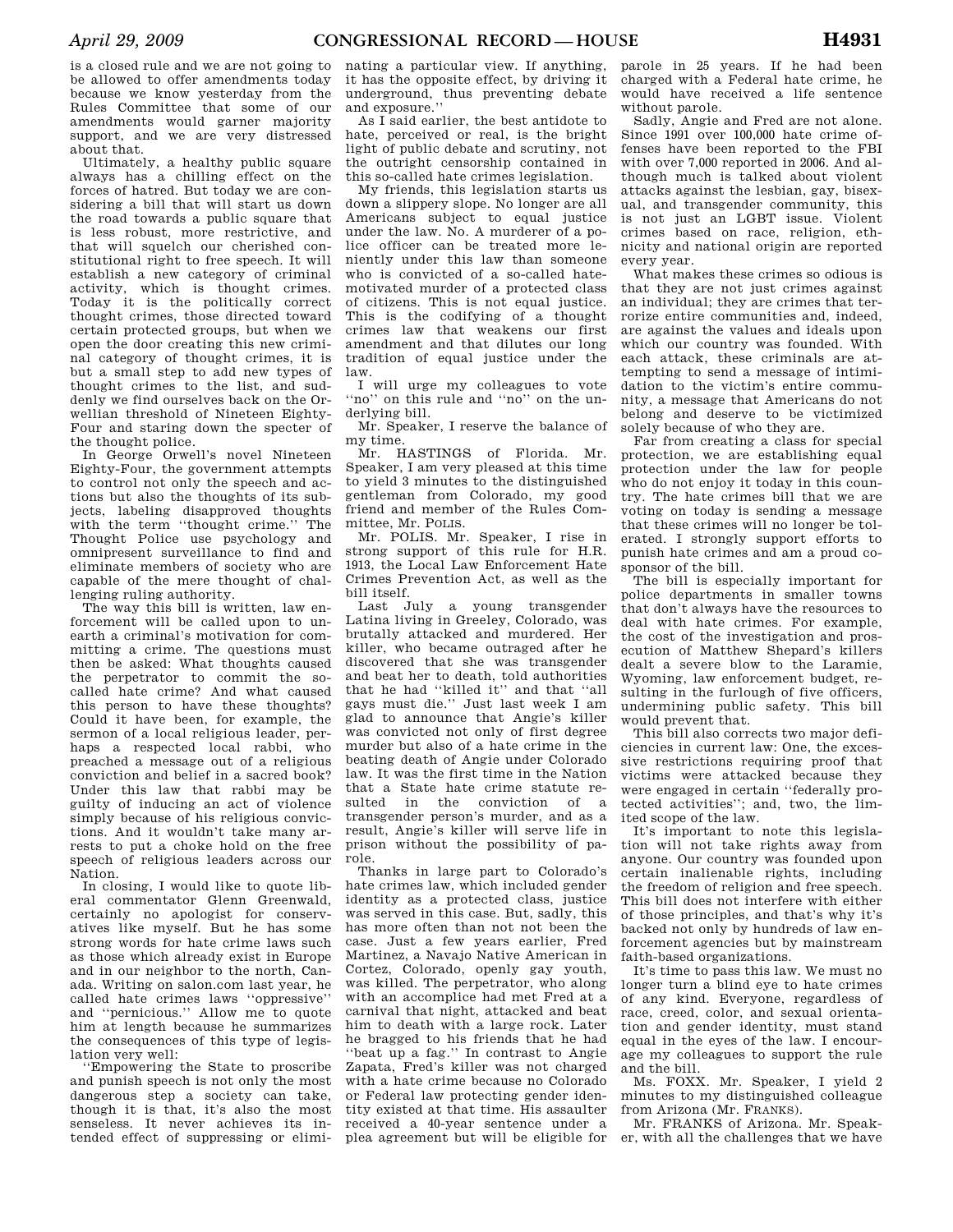is a closed rule and we are not going to be allowed to offer amendments today because we know yesterday from the Rules Committee that some of our amendments would garner majority support, and we are very distressed about that.

Ultimately, a healthy public square always has a chilling effect on the forces of hatred. But today we are considering a bill that will start us down the road towards a public square that is less robust, more restrictive, and that will squelch our cherished constitutional right to free speech. It will establish a new category of criminal activity, which is thought crimes. Today it is the politically correct thought crimes, those directed toward certain protected groups, but when we open the door creating this new criminal category of thought crimes, it is but a small step to add new types of thought crimes to the list, and suddenly we find ourselves back on the Orwellian threshold of Nineteen Eighty-Four and staring down the specter of the thought police.

In George Orwell's novel Nineteen Eighty-Four, the government attempts to control not only the speech and actions but also the thoughts of its subjects, labeling disapproved thoughts with the term ''thought crime.'' The Thought Police use psychology and omnipresent surveillance to find and eliminate members of society who are capable of the mere thought of challenging ruling authority.

The way this bill is written, law enforcement will be called upon to unearth a criminal's motivation for committing a crime. The questions must then be asked: What thoughts caused the perpetrator to commit the so-called hate crime? And what caused this person to have these thoughts? Could it have been, for example, the sermon of a local religious leader, perhaps a respected local rabbi, who preached a message out of a religious conviction and belief in a sacred book? Under this law that rabbi may be guilty of inducing an act of violence simply because of his religious convictions. And it wouldn't take many arrests to put a choke hold on the free speech of religious leaders across our Nation.

In closing, I would like to quote liberal commentator Glenn Greenwald, certainly no apologist for conservatives like myself. But he has some strong words for hate crime laws such as those which already exist in Europe and in our neighbor to the north, Canada. Writing on salon.com last year, he called hate crimes laws ''oppressive'' and ''pernicious.'' Allow me to quote him at length because he summarizes the consequences of this type of legislation very well:

''Empowering the State to proscribe and punish speech is not only the most dangerous step a society can take, though it is that, it's also the most senseless. It never achieves its intended effect of suppressing or eliminating a particular view. If anything, it has the opposite effect, by driving it underground, thus preventing debate and exposure.''

As I said earlier, the best antidote to hate, perceived or real, is the bright light of public debate and scrutiny, not the outright censorship contained in this so-called hate crimes legislation.

My friends, this legislation starts us down a slippery slope. No longer are all Americans subject to equal justice under the law. No. A murderer of a police officer can be treated more leniently under this law than someone who is convicted of a so-called hate-motivated murder of a protected class of citizens. This is not equal justice. This is the codifying of a thought crimes law that weakens our first amendment and that dilutes our long tradition of equal justice under the law.

I will urge my colleagues to vote ''no'' on this rule and ''no'' on the underlying bill.

Mr. Speaker, I reserve the balance of my time.

Mr. HASTINGS of Florida. Mr. Speaker, I am very pleased at this time to yield 3 minutes to the distinguished gentleman from Colorado, my good friend and member of the Rules Committee, Mr. POLIS.

Mr. POLIS. Mr. Speaker, I rise in strong support of this rule for H.R. 1913, the Local Law Enforcement Hate Crimes Prevention Act, as well as the bill itself.

Last July a young transgender Latina living in Greeley, Colorado, was brutally attacked and murdered. Her killer, who became outraged after he discovered that she was transgender and beat her to death, told authorities that he had ''killed it'' and that ''all gays must die.'' Just last week I am glad to announce that Angie's killer was convicted not only of first degree murder but also of a hate crime in the beating death of Angie under Colorado law. It was the first time in the Nation that a State hate crime statute resulted in the conviction of a transgender person's murder, and as a result, Angie's killer will serve life in prison without the possibility of parole.

Thanks in large part to Colorado's hate crimes law, which included gender identity as a protected class, justice was served in this case. But, sadly, this has more often than not not been the case. Just a few years earlier, Fred Martinez, a Navajo Native American in Cortez, Colorado, openly gay youth, was killed. The perpetrator, who along with an accomplice had met Fred at a carnival that night, attacked and beat him to death with a large rock. Later he bragged to his friends that he had ''beat up a fag.'' In contrast to Angie Zapata, Fred's killer was not charged with a hate crime because no Colorado or Federal law protecting gender identity existed at that time. His assaulter received a 40-year sentence under a plea agreement but will be eligible for parole in 25 years. If he had been charged with a Federal hate crime, he would have received a life sentence without parole.

Sadly, Angie and Fred are not alone. Since 1991 over 100,000 hate crime offenses have been reported to the FBI with over 7,000 reported in 2006. And although much is talked about violent attacks against the lesbian, gay, bisexual, and transgender community, this is not just an LGBT issue. Violent crimes based on race, religion, ethnicity and national origin are reported every year.

What makes these crimes so odious is that they are not just crimes against an individual; they are crimes that terrorize entire communities and, indeed, are against the values and ideals upon which our country was founded. With each attack, these criminals are attempting to send a message of intimidation to the victim's entire community, a message that Americans do not belong and deserve to be victimized solely because of who they are.

Far from creating a class for special protection, we are establishing equal protection under the law for people who do not enjoy it today in this country. The hate crimes bill that we are voting on today is sending a message that these crimes will no longer be tolerated. I strongly support efforts to punish hate crimes and am a proud cosponsor of the bill.

The bill is especially important for police departments in smaller towns that don't always have the resources to deal with hate crimes. For example, the cost of the investigation and prosecution of Matthew Shepard's killers dealt a severe blow to the Laramie, Wyoming, law enforcement budget, resulting in the furlough of five officers, undermining public safety. This bill would prevent that.

This bill also corrects two major deficiencies in current law: One, the excessive restrictions requiring proof that victims were attacked because they were engaged in certain ''federally protected activities''; and, two, the limited scope of the law.

It's important to note this legislation will not take rights away from anyone. Our country was founded upon certain inalienable rights, including the freedom of religion and free speech. This bill does not interfere with either of those principles, and that's why it's backed not only by hundreds of law enforcement agencies but by mainstream faith-based organizations.

It's time to pass this law. We must no longer turn a blind eye to hate crimes of any kind. Everyone, regardless of race, creed, color, and sexual orientation and gender identity, must stand equal in the eyes of the law. I encourage my colleagues to support the rule and the bill.

Ms. FOXX. Mr. Speaker, I yield 2 minutes to my distinguished colleague from Arizona (Mr. FRANKS).

Mr. FRANKS of Arizona. Mr. Speaker, with all the challenges that we have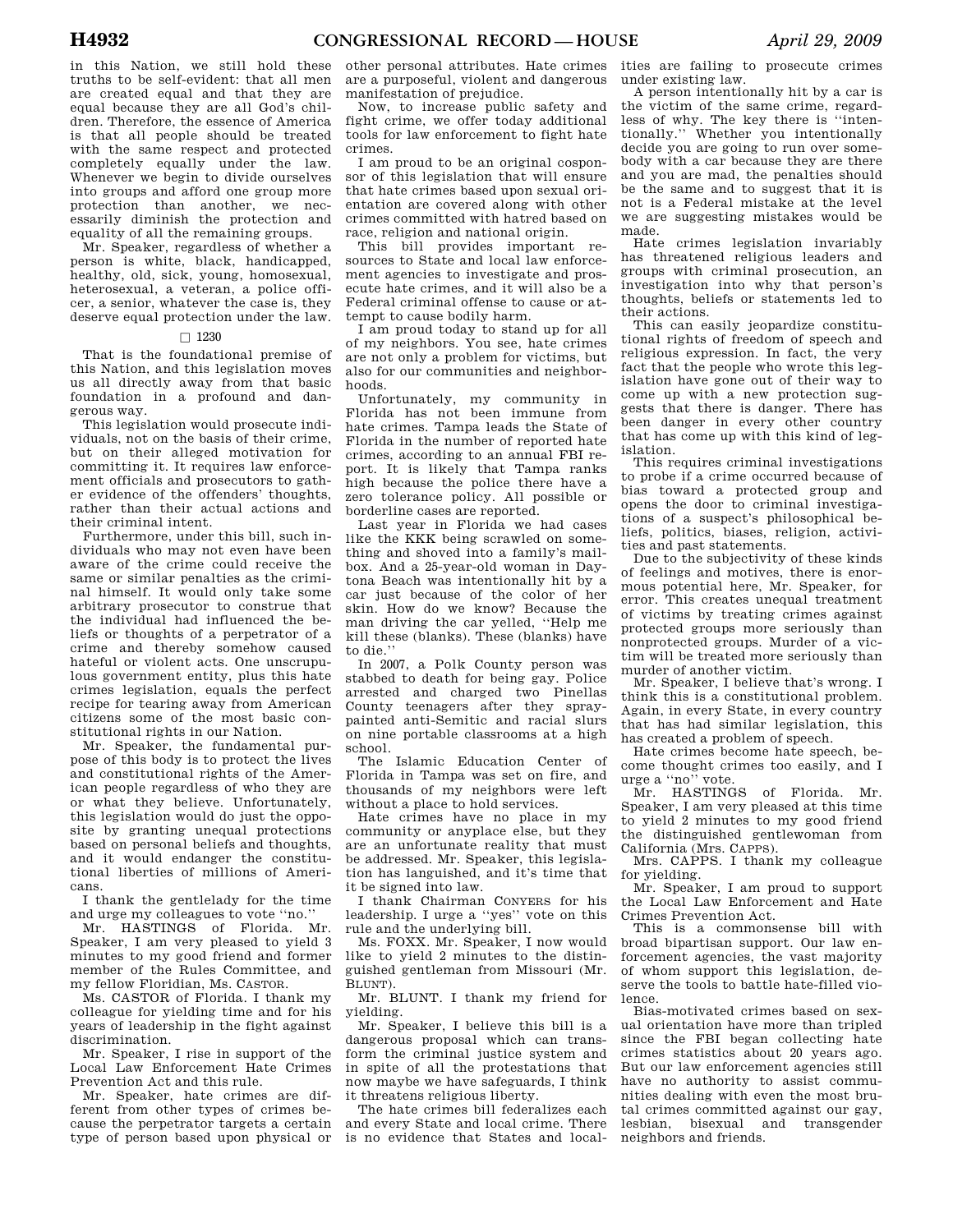in this Nation, we still hold these truths to be self-evident: that all men are created equal and that they are equal because they are all God's children. Therefore, the essence of America is that all people should be treated with the same respect and protected completely equally under the law. Whenever we begin to divide ourselves into groups and afford one group more protection than another, we necessarily diminish the protection and equality of all the remaining groups.

Mr. Speaker, regardless of whether a person is white, black, handicapped, healthy, old, sick, young, homosexual, heterosexual, a veteran, a police officer, a senior, whatever the case is, they deserve equal protection under the law.

□ 1230

That is the foundational premise of this Nation, and this legislation moves us all directly away from that basic foundation in a profound and dangerous way.

This legislation would prosecute individuals, not on the basis of their crime, but on their alleged motivation for committing it. It requires law enforcement officials and prosecutors to gather evidence of the offenders' thoughts, rather than their actual actions and their criminal intent.

Furthermore, under this bill, such individuals who may not even have been aware of the crime could receive the same or similar penalties as the criminal himself. It would only take some arbitrary prosecutor to construe that the individual had influenced the beliefs or thoughts of a perpetrator of a crime and thereby somehow caused hateful or violent acts. One unscrupulous government entity, plus this hate crimes legislation, equals the perfect recipe for tearing away from American citizens some of the most basic constitutional rights in our Nation.

Mr. Speaker, the fundamental purpose of this body is to protect the lives and constitutional rights of the American people regardless of who they are or what they believe. Unfortunately, this legislation would do just the opposite by granting unequal protections based on personal beliefs and thoughts, and it would endanger the constitutional liberties of millions of Americans.

I thank the gentlelady for the time and urge my colleagues to vote "no."

Mr. HASTINGS of Florida. Mr. Speaker, I am very pleased to yield 3 minutes to my good friend and former member of the Rules Committee, and my fellow Floridian, Ms. CASTOR.

Ms. CASTOR of Florida. I thank my colleague for yielding time and for his years of leadership in the fight against discrimination.

Mr. Speaker, I rise in support of the Local Law Enforcement Hate Crimes Prevention Act and this rule.

Mr. Speaker, hate crimes are different from other types of crimes because the perpetrator targets a certain type of person based upon physical or other personal attributes. Hate crimes are a purposeful, violent and dangerous manifestation of prejudice.

Now, to increase public safety and fight crime, we offer today additional tools for law enforcement to fight hate crimes.

I am proud to be an original cosponsor of this legislation that will ensure that hate crimes based upon sexual orientation are covered along with other crimes committed with hatred based on race, religion and national origin.

This bill provides important resources to State and local law enforcement agencies to investigate and prosecute hate crimes, and it will also be a Federal criminal offense to cause or attempt to cause bodily harm.

I am proud today to stand up for all of my neighbors. You see, hate crimes are not only a problem for victims, but also for our communities and neighborhoods.

Unfortunately, my community in Florida has not been immune from hate crimes. Tampa leads the State of Florida in the number of reported hate crimes, according to an annual FBI report. It is likely that Tampa ranks high because the police there have a zero tolerance policy. All possible or borderline cases are reported.

Last year in Florida we had cases like the KKK being scrawled on something and shoved into a family's mailbox. And a 25-year-old woman in Daytona Beach was intentionally hit by a car just because of the color of her skin. How do we know? Because the man driving the car yelled, "Help me kill these (blanks). These (blanks) have to die."

In 2007, a Polk County person was stabbed to death for being gay. Police arrested and charged two Pinellas County teenagers after they spray-painted anti-Semitic and racial slurs on nine portable classrooms at a high school.

The Islamic Education Center of Florida in Tampa was set on fire, and thousands of my neighbors were left without a place to hold services.

Hate crimes have no place in my community or anyplace else, but they are an unfortunate reality that must be addressed. Mr. Speaker, this legislation has languished, and it's time that it be signed into law.

I thank Chairman CONYERS for his leadership. I urge a "yes" vote on this rule and the underlying bill.

Ms. FOXX. Mr. Speaker, I now would like to yield 2 minutes to the distinguished gentleman from Missouri (Mr. BLUNT).

Mr. BLUNT. I thank my friend for yielding.

Mr. Speaker, I believe this bill is a dangerous proposal which can transform the criminal justice system and in spite of all the protestations that now maybe we have safeguards, I think it threatens religious liberty.

The hate crimes bill federalizes each and every State and local crime. There is no evidence that States and localities are failing to prosecute crimes under existing law.

A person intentionally hit by a car is the victim of the same crime, regardless of why. The key there is "intentionally." Whether you intentionally decide you are going to run over somebody with a car because they are there and you are mad, the penalties should be the same and to suggest that it is not is a Federal mistake at the level we are suggesting mistakes would be made.

Hate crimes legislation invariably has threatened religious leaders and groups with criminal prosecution, an investigation into why that person's thoughts, beliefs or statements led to their actions.

This can easily jeopardize constitutional rights of freedom of speech and religious expression. In fact, the very fact that the people who wrote this legislation have gone out of their way to come up with a new protection suggests that there is danger. There has been danger in every other country that has come up with this kind of legislation.

This requires criminal investigations to probe if a crime occurred because of bias toward a protected group and opens the door to criminal investigations of a suspect's philosophical beliefs, politics, biases, religion, activities and past statements.

Due to the subjectivity of these kinds of feelings and motives, there is enormous potential here, Mr. Speaker, for error. This creates unequal treatment of victims by treating crimes against protected groups more seriously than nonprotected groups. Murder of a victim will be treated more seriously than murder of another victim.

Mr. Speaker, I believe that's wrong. I think this is a constitutional problem. Again, in every State, in every country that has had similar legislation, this has created a problem of speech.

Hate crimes become hate speech, become thought crimes too easily, and I urge a "no" vote.

Mr. HASTINGS of Florida. Mr. Speaker, I am very pleased at this time to yield 2 minutes to my good friend the distinguished gentlewoman from California (Mrs. CAPPS).

Mrs. CAPPS. I thank my colleague for yielding.

Mr. Speaker, I am proud to support the Local Law Enforcement and Hate Crimes Prevention Act.

This is a commonsense bill with broad bipartisan support. Our law enforcement agencies, the vast majority of whom support this legislation, deserve the tools to battle hate-filled violence.

Bias-motivated crimes based on sexual orientation have more than tripled since the FBI began collecting hate crimes statistics about 20 years ago. But our law enforcement agencies still have no authority to assist communities dealing with even the most brutal crimes committed against our gay, lesbian, bisexual and transgender neighbors and friends.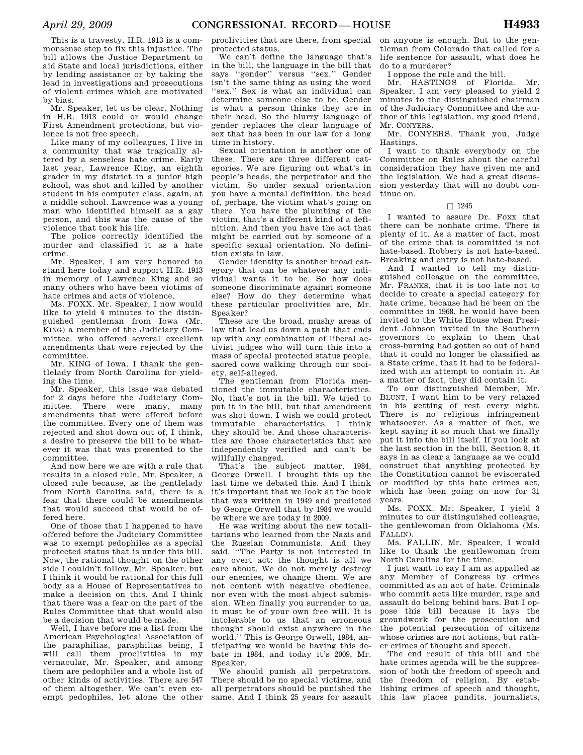This is a travesty. H.R. 1913 is a commonsense step to fix this injustice. The bill allows the Justice Department to aid State and local jurisdictions, either by lending assistance or by taking the lead in investigations and prosecutions of violent crimes which are motivated by bias.

Mr. Speaker, let us be clear. Nothing in H.R. 1913 could or would change First Amendment protections, but violence is not free speech.

Like many of my colleagues, I live in a community that was tragically altered by a senseless hate crime. Early last year, Lawrence King, an eighth grader in my district in a junior high school, was shot and killed by another student in his computer class, again, at a middle school. Lawrence was a young man who identified himself as a gay person, and this was the cause of the violence that took his life.

The police correctly identified the murder and classified it as a hate crime.

Mr. Speaker, I am very honored to stand here today and support H.R. 1913 in memory of Lawrence King and so many others who have been victims of hate crimes and acts of violence.

Ms. FOXX. Mr. Speaker, I now would like to yield 4 minutes to the distinguished gentleman from Iowa (Mr. KING) a member of the Judiciary Committee, who offered several excellent amendments that were rejected by the committee.

Mr. KING of Iowa. I thank the gentlelady from North Carolina for yielding the time.

Mr. Speaker, this issue was debated for 2 days before the Judiciary Committee. There were many, many amendments that were offered before the committee. Every one of them was rejected and shot down out of, I think, a desire to preserve the bill to be whatever it was that was presented to the committee.

And now here we are with a rule that results in a closed rule, Mr. Speaker, a closed rule because, as the gentlelady from North Carolina said, there is a fear that there could be amendments that would succeed that would be offered here.

One of those that I happened to have offered before the Judiciary Committee was to exempt pedophiles as a special protected status that is under this bill. Now, the rational thought on the other side I couldn't follow, Mr. Speaker, but I think it would be rational for this full body as a House of Representatives to make a decision on this. And I think that there was a fear on the part of the Rules Committee that that would also be a decision that would be made.

Well, I have before me a list from the American Psychological Association of the paraphilias, paraphilias being, I will call them proclivities in my vernacular, Mr. Speaker, and among them are pedophiles and a whole list of other kinds of activities. There are 547 of them altogether. We can't even exempt pedophiles, let alone the other proclivities that are there, from special protected status.

We can't define the language that's in the bill, the language in the bill that says "gender" versus "sex." Gender isn't the same thing as using the word "sex." Sex is what an individual can determine someone else to be. Gender is what a person thinks they are in their head. So the blurry language of gender replaces the clear language of sex that has been in our law for a long time in history.

Sexual orientation is another one of these. There are three different categories. We are figuring out what's in people's heads, the perpetrator and the victim. So under sexual orientation you have a mental definition, the head of, perhaps, the victim what's going on there. You have the plumbing of the victim, that's a different kind of a definition. And then you have the act that might be carried out by someone of a specific sexual orientation. No definition exists in law.

Gender identity is another broad category that can be whatever any individual wants it to be. So how does someone discriminate against someone else? How do they determine what these particular proclivities are, Mr. Speaker?

These are the broad, mushy areas of law that lead us down a path that ends up with any combination of liberal activist judges who will turn this into a mass of special protected status people, sacred cows walking through our society, self-alleged.

The gentleman from Florida mentioned the immutable characteristics. No, that's not in the bill. We tried to put it in the bill, but that amendment was shot down. I wish we could protect immutable characteristics. I think they should be. And those characteristics are those characteristics that are independently verified and can't be willfully changed.

That's the subject matter, 1984, George Orwell. I brought this up the last time we debated this. And I think it's important that we look at the book that was written in 1949 and predicted by George Orwell that by 1984 we would be where we are today in 2009.

He was writing about the new totalitarians who learned from the Nazis and the Russian Communists. And they said, "The Party is not interested in any overt act: the thought is all we care about. We do not merely destroy our enemies, we change them. We are not content with negative obedience, nor even with the most abject submission. When finally you surrender to us, it must be of your own free will. It is intolerable to us that an erroneous thought should exist anywhere in the world." This is George Orwell, 1984, anticipating we would be having this debate in 1984, and today it's 2009, Mr. Speaker.

We should punish all perpetrators. There should be no special victims, and all perpetrators should be punished the same. And I think 25 years for assault on anyone is enough. But to the gentleman from Colorado that called for a life sentence for assault, what does he do to a murderer?

I oppose the rule and the bill.

Mr. HASTINGS of Florida. Mr. Speaker, I am very pleased to yield 2 minutes to the distinguished chairman of the Judiciary Committee and the author of this legislation, my good friend, Mr. CONYERS.

Mr. CONYERS. Thank you, Judge Hastings.

I want to thank everybody on the Committee on Rules about the careful consideration they have given me and the legislation. We had a great discussion yesterday that will no doubt continue on.

□ 1245

I wanted to assure Dr. Foxx that there can be nonhate crime. There is plenty of it. As a matter of fact, most of the crime that is committed is not hate-based. Robbery is not hate-based. Breaking and entry is not hate-based.

And I wanted to tell my distinguished colleague on the committee, Mr. FRANKS, that it is too late not to decide to create a special category for hate crime, because had he been on the committee in 1968, he would have been invited to the White House when President Johnson invited in the Southern governors to explain to them that cross-burning had gotten so out of hand that it could no longer be classified as a State crime, that it had to be federalized with an attempt to contain it. As a matter of fact, they did contain it.

To our distinguished Member, Mr. BLUNT, I want him to be very relaxed in his getting of rest every night. There is no religious infringement whatsoever. As a matter of fact, we kept saying it so much that we finally put it into the bill itself. If you look at the last section in the bill, Section 8, it says in as clear a language as we could construct that anything protected by the Constitution cannot be eviscerated or modified by this hate crimes act, which has been going on now for 31 years.

Ms. FOXX. Mr. Speaker, I yield 3 minutes to our distinguished colleague, the gentlewoman from Oklahoma (Ms. FALLIN).

Ms. FALLIN. Mr. Speaker, I would like to thank the gentlewoman from North Carolina for the time.

I just want to say I am just as appalled as any Member of Congress by crimes committed as an act of hate. Criminals who commit acts like murder, rape and assault do belong behind bars. But I oppose this bill because it lays the groundwork for the prosecution and the potential persecution of citizens whose crimes are not actions, but rather crimes of thought and speech.

The end result of this bill and the hate crimes agenda will be the suppression of both the freedom of speech and the freedom of religion. By establishing crimes of speech and thought, this law places pundits, journalists,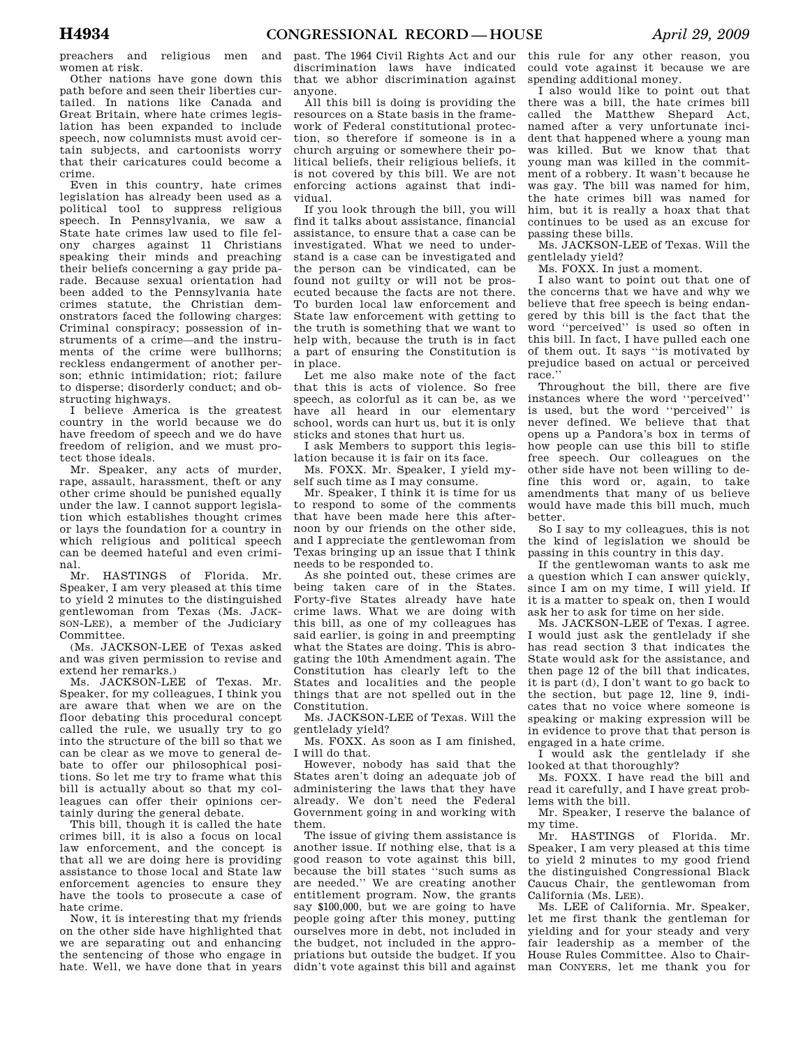preachers and religious men and women at risk.

Other nations have gone down this path before and seen their liberties curtailed. In nations like Canada and Great Britain, where hate crimes legislation has been expanded to include speech, now columnists must avoid certain subjects, and cartoonists worry that their caricatures could become a crime.

Even in this country, hate crimes legislation has already been used as a political tool to suppress religious speech. In Pennsylvania, we saw a State hate crimes law used to file felony charges against 11 Christians speaking their minds and preaching their beliefs concerning a gay pride parade. Because sexual orientation had been added to the Pennsylvania hate crimes statute, the Christian demonstrators faced the following charges: Criminal conspiracy; possession of instruments of a crime—and the instruments of the crime were bullhorns; reckless endangerment of another person; ethnic intimidation; riot; failure to disperse; disorderly conduct; and obstructing highways.

I believe America is the greatest country in the world because we do have freedom of speech and we do have freedom of religion, and we must protect those ideals.

Mr. Speaker, any acts of murder, rape, assault, harassment, theft or any other crime should be punished equally under the law. I cannot support legislation which establishes thought crimes or lays the foundation for a country in which religious and political speech can be deemed hateful and even criminal.

Mr. HASTINGS of Florida. Mr. Speaker, I am very pleased at this time to yield 2 minutes to the distinguished gentlewoman from Texas (Ms. JACKSON-LEE), a member of the Judiciary Committee.

(Ms. JACKSON-LEE of Texas asked and was given permission to revise and extend her remarks.)

Ms. JACKSON-LEE of Texas. Mr. Speaker, for my colleagues, I think you are aware that when we are on the floor debating this procedural concept called the rule, we usually try to go into the structure of the bill so that we can be clear as we move to general debate to offer our philosophical positions. So let me try to frame what this bill is actually about so that my colleagues can offer their opinions certainly during the general debate.

This bill, though it is called the hate crimes bill, it is also a focus on local law enforcement, and the concept is that all we are doing here is providing assistance to those local and State law enforcement agencies to ensure they have the tools to prosecute a case of hate crime.

Now, it is interesting that my friends on the other side have highlighted that we are separating out and enhancing the sentencing of those who engage in hate. Well, we have done that in years past. The 1964 Civil Rights Act and our discrimination laws have indicated that we abhor discrimination against anyone.

All this bill is doing is providing the resources on a State basis in the framework of Federal constitutional protection, so therefore if someone is in a church arguing or somewhere their political beliefs, their religious beliefs, it is not covered by this bill. We are not enforcing actions against that individual.

If you look through the bill, you will find it talks about assistance, financial assistance, to ensure that a case can be investigated. What we need to understand is a case can be investigated and the person can be vindicated, can be found not guilty or will not be prosecuted because the facts are not there. To burden local law enforcement and State law enforcement with getting to the truth is something that we want to help with, because the truth is in fact a part of ensuring the Constitution is in place.

Let me also make note of the fact that this is acts of violence. So free speech, as colorful as it can be, as we have all heard in our elementary school, words can hurt us, but it is only sticks and stones that hurt us.

I ask Members to support this legislation because it is fair on its face.

Ms. FOXX. Mr. Speaker, I yield myself such time as I may consume.

Mr. Speaker, I think it is time for us to respond to some of the comments that have been made here this afternoon by our friends on the other side, and I appreciate the gentlewoman from Texas bringing up an issue that I think needs to be responded to.

As she pointed out, these crimes are being taken care of in the States. Forty-five States already have hate crime laws. What we are doing with this bill, as one of my colleagues has said earlier, is going in and preempting what the States are doing. This is abrogating the 10th Amendment again. The Constitution has clearly left to the States and localities and the people things that are not spelled out in the Constitution.

Ms. JACKSON-LEE of Texas. Will the gentlelady yield?

Ms. FOXX. As soon as I am finished, I will do that.

However, nobody has said that the States aren't doing an adequate job of administering the laws that they have already. We don't need the Federal Government going in and working with them.

The issue of giving them assistance is another issue. If nothing else, that is a good reason to vote against this bill, because the bill states "such sums as are needed." We are creating another entitlement program. Now, the grants say $100,000, but we are going to have people going after this money, putting ourselves more in debt, not included in the budget, not included in the appropriations but outside the budget. If you didn't vote against this bill and against this rule for any other reason, you could vote against it because we are spending additional money.

I also would like to point out that there was a bill, the hate crimes bill called the Matthew Shepard Act, named after a very unfortunate incident that happened where a young man was killed. But we know that that young man was killed in the commitment of a robbery. It wasn't because he was gay. The bill was named for him, the hate crimes bill was named for him, but it is really a hoax that that continues to be used as an excuse for passing these bills.

Ms. JACKSON-LEE of Texas. Will the gentlelady yield?

Ms. FOXX. In just a moment.

I also want to point out that one of the concerns that we have and why we believe that free speech is being endangered by this bill is the fact that the word "perceived" is used so often in this bill. In fact, I have pulled each one of them out. It says "is motivated by prejudice based on actual or perceived race."

Throughout the bill, there are five instances where the word "perceived" is used, but the word "perceived" is never defined. We believe that that opens up a Pandora's box in terms of how people can use this bill to stifle free speech. Our colleagues on the other side have not been willing to define this word or, again, to take amendments that many of us believe would have made this bill much, much better.

So I say to my colleagues, this is not the kind of legislation we should be passing in this country in this day.

If the gentlewoman wants to ask me a question which I can answer quickly, since I am on my time, I will yield. If it is a matter to speak on, then I would ask her to ask for time on her side.

Ms. JACKSON-LEE of Texas. I agree. I would just ask the gentlelady if she has read section 3 that indicates the State would ask for the assistance, and then page 12 of the bill that indicates, it is part (d), I don't want to go back to the section, but page 12, line 9, indicates that no voice where someone is speaking or making expression will be in evidence to prove that that person is engaged in a hate crime.

I would ask the gentlelady if she looked at that thoroughly?

Ms. FOXX. I have read the bill and read it carefully, and I have great problems with the bill.

Mr. Speaker, I reserve the balance of my time.

Mr. HASTINGS of Florida. Mr. Speaker, I am very pleased at this time to yield 2 minutes to my good friend the distinguished Congressional Black Caucus Chair, the gentlewoman from California (Ms. LEE).

Ms. LEE of California. Mr. Speaker, let me first thank the gentleman for yielding and for your steady and very fair leadership as a member of the House Rules Committee. Also to Chairman CONYERS, let me thank you for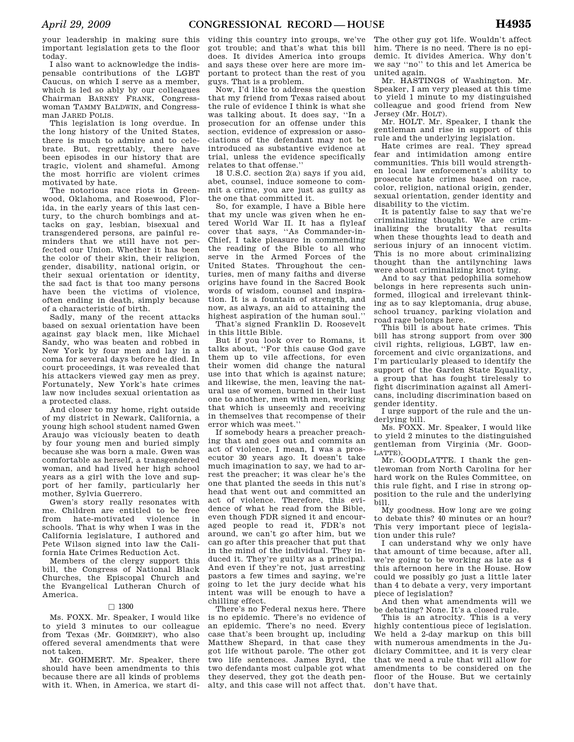your leadership in making sure this important legislation gets to the floor today.

I also want to acknowledge the indispensable contributions of the LGBT Caucus, on which I serve as a member, which is led so ably by our colleagues Chairman BARNEY FRANK, Congresswoman TAMMY BALDWIN, and Congressman JARED POLIS.

This legislation is long overdue. In the long history of the United States, there is much to admire and to celebrate. But, regrettably, there have been episodes in our history that are tragic, violent and shameful. Among the most horrific are violent crimes motivated by hate.

The notorious race riots in Greenwood, Oklahoma, and Rosewood, Florida, in the early years of this last century, to the church bombings and attacks on gay, lesbian, bisexual and transgendered persons, are painful reminders that we still have not perfected our Union. Whether it has been the color of their skin, their religion, gender, disability, national origin, or their sexual orientation or identity, the sad fact is that too many persons have been the victims of violence, often ending in death, simply because of a characteristic of birth.

Sadly, many of the recent attacks based on sexual orientation have been against gay black men, like Michael Sandy, who was beaten and robbed in New York by four men and lay in a coma for several days before he died. In court proceedings, it was revealed that his attackers viewed gay men as prey. Fortunately, New York's hate crimes law now includes sexual orientation as a protected class.

And closer to my home, right outside of my district in Newark, California, a young high school student named Gwen Araujo was viciously beaten to death by four young men and buried simply because she was born a male. Gwen was comfortable as herself, a transgendered woman, and had lived her high school years as a girl with the love and support of her family, particularly her mother, Sylvia Guerrero.

Gwen's story really resonates with me. Children are entitled to be free from hate-motivated violence in schools. That is why when I was in the California legislature, I authored and Pete Wilson signed into law the California Hate Crimes Reduction Act.

Members of the clergy support this bill, the Congress of National Black Churches, the Episcopal Church and the Evangelical Lutheran Church of America.

□ 1300

Ms. FOXX. Mr. Speaker, I would like to yield 3 minutes to our colleague from Texas (Mr. GOHMERT), who also offered several amendments that were not taken.

Mr. GOHMERT. Mr. Speaker, there should have been amendments to this because there are all kinds of problems with it. When, in America, we start dividing this country into groups, we've got trouble; and that's what this bill does. It divides America into groups and says these over here are more important to protect than the rest of you guys. That is a problem.

Now, I'd like to address the question that my friend from Texas raised about the rule of evidence I think is what she was talking about. It does say, ''In a prosecution for an offense under this section, evidence of expression or associations of the defendant may not be introduced as substantive evidence at trial, unless the evidence specifically relates to that offense.''

18 U.S.C. section 2(a) says if you aid, abet, counsel, induce someone to commit a crime, you are just as guilty as the one that committed it.

So, for example, I have a Bible here that my uncle was given when he entered World War II. It has a flyleaf cover that says, ''As Commander-in-Chief, I take pleasure in commending the reading of the Bible to all who serve in the Armed Forces of the United States. Throughout the centuries, men of many faiths and diverse origins have found in the Sacred Book words of wisdom, counsel and inspiration. It is a fountain of strength, and now, as always, an aid to attaining the highest aspiration of the human soul.''

That's signed Franklin D. Roosevelt in this little Bible.

But if you look over to Romans, it talks about, ''For this cause God gave them up to vile affections, for even their women did change the natural use into that which is against nature; and likewise, the men, leaving the natural use of women, burned in their lust one to another, men with men, working that which is unseemly and receiving in themselves that recompense of their error which was meet.''

If somebody hears a preacher preaching that and goes out and commits an act of violence, I mean, I was a prosecutor 30 years ago. It doesn't take much imagination to say, we had to arrest the preacher; it was clear he's the one that planted the seeds in this nut's head that went out and committed an act of violence. Therefore, this evidence of what he read from the Bible, even though FDR signed it and encouraged people to read it, FDR's not around, we can't go after him, but we can go after this preacher that put that in the mind of the individual. They induced it. They're guilty as a principal. And even if they're not, just arresting pastors a few times and saying, we're going to let the jury decide what his intent was will be enough to have a chilling effect.

There's no Federal nexus here. There is no epidemic. There's no evidence of an epidemic. There's no need. Every case that's been brought up, including Matthew Shepard, in that case they got life without parole. The other got two life sentences. James Byrd, the two defendants most culpable got what they deserved, they got the death penalty, and this case will not affect that. The other guy got life. Wouldn't affect him. There is no need. There is no epidemic. It divides America. Why don't we say ''no'' to this and let America be united again.

Mr. HASTINGS of Washington. Mr. Speaker, I am very pleased at this time to yield 1 minute to my distinguished colleague and good friend from New Jersey (Mr. HOLT).

Mr. HOLT. Mr. Speaker, I thank the gentleman and rise in support of this rule and the underlying legislation.

Hate crimes are real. They spread fear and intimidation among entire communities. This bill would strengthen local law enforcement's ability to prosecute hate crimes based on race, color, religion, national origin, gender, sexual orientation, gender identity and disability to the victim.

It is patently false to say that we're criminalizing thought. We are criminalizing the brutality that results when these thoughts lead to death and serious injury of an innocent victim. This is no more about criminalizing thought than the antilynching laws were about criminalizing knot tying.

And to say that pedophilia somehow belongs in here represents such uninformed, illogical and irrelevant thinking as to say kleptomania, drug abuse, school truancy, parking violation and road rage belongs here.

This bill is about hate crimes. This bill has strong support from over 300 civil rights, religious, LGBT, law enforcement and civic organizations, and I'm particularly pleased to identify the support of the Garden State Equality, a group that has fought tirelessly to fight discrimination against all Americans, including discrimination based on gender identity.

I urge support of the rule and the underlying bill.

Ms. FOXX. Mr. Speaker, I would like to yield 2 minutes to the distinguished gentleman from Virginia (Mr. GOODLATTE).

Mr. GOODLATTE. I thank the gentlewoman from North Carolina for her hard work on the Rules Committee, on this rule fight, and I rise in strong opposition to the rule and the underlying bill.

My goodness. How long are we going to debate this? 40 minutes or an hour? This very important piece of legislation under this rule?

I can understand why we only have that amount of time because, after all, we're going to be working as late as 4 this afternoon here in the House. How could we possibly go just a little later than 4 to debate a very, very important piece of legislation?

And then what amendments will we be debating? None. It's a closed rule.

This is an atrocity. This is a very highly contentious piece of legislation. We held a 2-day markup on this bill with numerous amendments in the Judiciary Committee, and it is very clear that we need a rule that will allow for amendments to be considered on the floor of the House. But we certainly don't have that.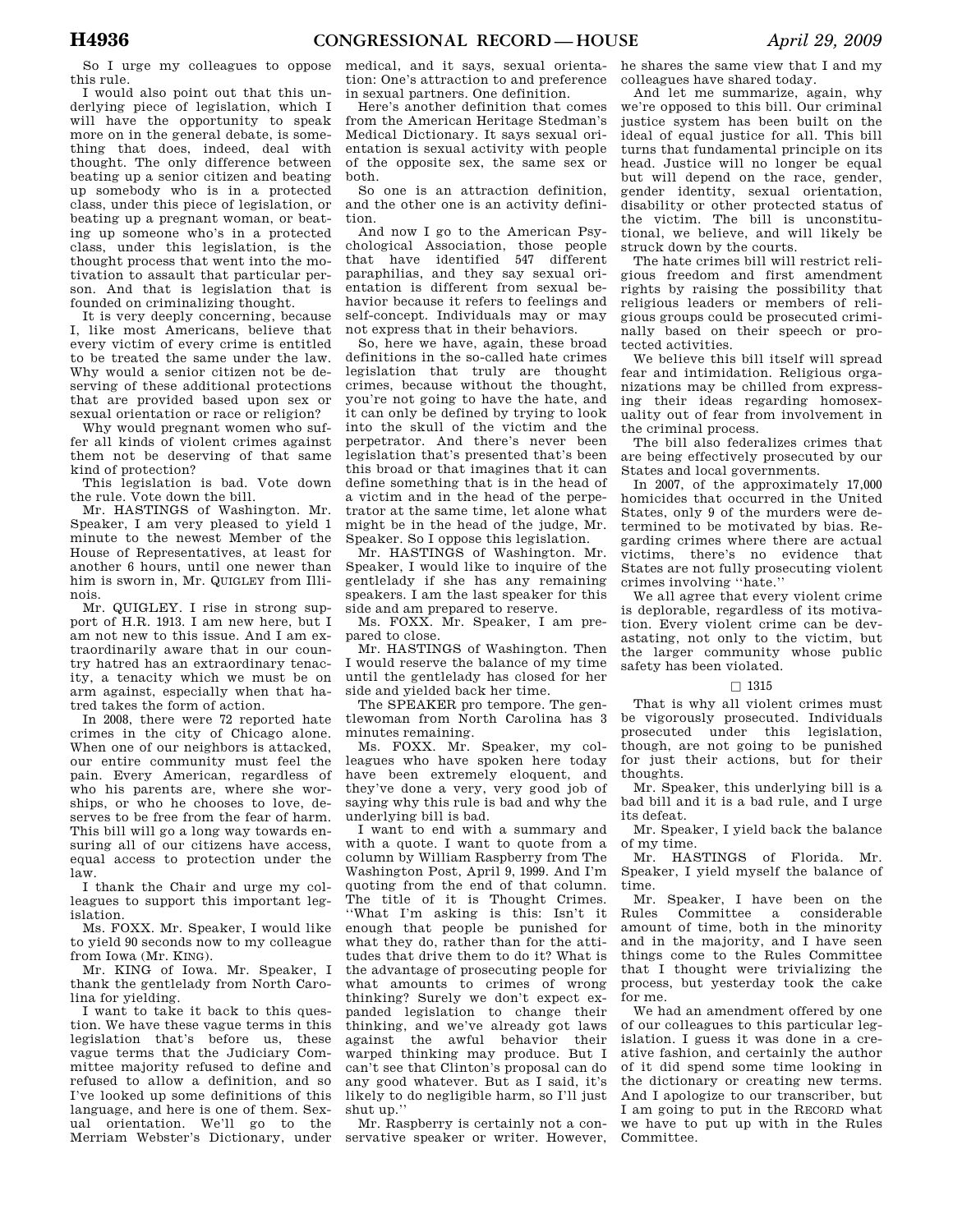So I urge my colleagues to oppose this rule.

I would also point out that this underlying piece of legislation, which I will have the opportunity to speak more on in the general debate, is something that does, indeed, deal with thought. The only difference between beating up a senior citizen and beating up somebody who is in a protected class, under this piece of legislation, or beating up a pregnant woman, or beating up someone who's in a protected class, under this legislation, is the thought process that went into the motivation to assault that particular person. And that is legislation that is founded on criminalizing thought.

It is very deeply concerning, because I, like most Americans, believe that every victim of every crime is entitled to be treated the same under the law. Why would a senior citizen not be deserving of these additional protections that are provided based upon sex or sexual orientation or race or religion?

Why would pregnant women who suffer all kinds of violent crimes against them not be deserving of that same kind of protection?

This legislation is bad. Vote down the rule. Vote down the bill.

Mr. HASTINGS of Washington. Mr. Speaker, I am very pleased to yield 1 minute to the newest Member of the House of Representatives, at least for another 6 hours, until one newer than him is sworn in, Mr. QUIGLEY from Illinois.

Mr. QUIGLEY. I rise in strong support of H.R. 1913. I am new here, but I am not new to this issue. And I am extraordinarily aware that in our country hatred has an extraordinary tenacity, a tenacity which we must be on arm against, especially when that hatred takes the form of action.

In 2008, there were 72 reported hate crimes in the city of Chicago alone. When one of our neighbors is attacked, our entire community must feel the pain. Every American, regardless of who his parents are, where she worships, or who he chooses to love, deserves to be free from the fear of harm. This bill will go a long way towards ensuring all of our citizens have access, equal access to protection under the law.

I thank the Chair and urge my colleagues to support this important legislation.

Ms. FOXX. Mr. Speaker, I would like to yield 90 seconds now to my colleague from Iowa (Mr. KING).

Mr. KING of Iowa. Mr. Speaker, I thank the gentlelady from North Carolina for yielding.

I want to take it back to this question. We have these vague terms in this legislation that's before us, these vague terms that the Judiciary Committee majority refused to define and refused to allow a definition, and so I've looked up some definitions of this language, and here is one of them. Sexual orientation. We'll go to the Merriam Webster's Dictionary, under medical, and it says, sexual orientation: One's attraction to and preference in sexual partners. One definition.

Here's another definition that comes from the American Heritage Stedman's Medical Dictionary. It says sexual orientation is sexual activity with people of the opposite sex, the same sex or both.

So one is an attraction definition, and the other one is an activity definition.

And now I go to the American Psychological Association, those people that have identified 547 different paraphilias, and they say sexual orientation is different from sexual behavior because it refers to feelings and self-concept. Individuals may or may not express that in their behaviors.

So, here we have, again, these broad definitions in the so-called hate crimes legislation that truly are thought crimes, because without the thought, you're not going to have the hate, and it can only be defined by trying to look into the skull of the victim and the perpetrator. And there's never been legislation that's presented that's been this broad or that imagines that it can define something that is in the head of a victim and in the head of the perpetrator at the same time, let alone what might be in the head of the judge, Mr. Speaker. So I oppose this legislation.

Mr. HASTINGS of Washington. Mr. Speaker, I would like to inquire of the gentlelady if she has any remaining speakers. I am the last speaker for this side and am prepared to reserve.

Ms. FOXX. Mr. Speaker, I am prepared to close.

Mr. HASTINGS of Washington. Then I would reserve the balance of my time until the gentlelady has closed for her side and yielded back her time.

The SPEAKER pro tempore. The gentlewoman from North Carolina has 3 minutes remaining.

Ms. FOXX. Mr. Speaker, my colleagues who have spoken here today have been extremely eloquent, and they've done a very, very good job of saying why this rule is bad and why the underlying bill is bad.

I want to end with a summary and with a quote. I want to quote from a column by William Raspberry from The Washington Post, April 9, 1999. And I'm quoting from the end of that column. The title of it is Thought Crimes. "What I'm asking is this: Isn't it enough that people be punished for what they do, rather than for the attitudes that drive them to do it? What is the advantage of prosecuting people for what amounts to crimes of wrong thinking? Surely we don't expect expanded legislation to change their thinking, and we've already got laws against the awful behavior their warped thinking may produce. But I can't see that Clinton's proposal can do any good whatever. But as I said, it's likely to do negligible harm, so I'll just shut up."

Mr. Raspberry is certainly not a conservative speaker or writer. However, he shares the same view that I and my colleagues have shared today.

And let me summarize, again, why we're opposed to this bill. Our criminal justice system has been built on the ideal of equal justice for all. This bill turns that fundamental principle on its head. Justice will no longer be equal but will depend on the race, gender, gender identity, sexual orientation, disability or other protected status of the victim. The bill is unconstitutional, we believe, and will likely be struck down by the courts.

The hate crimes bill will restrict religious freedom and first amendment rights by raising the possibility that religious leaders or members of religious groups could be prosecuted criminally based on their speech or protected activities.

We believe this bill itself will spread fear and intimidation. Religious organizations may be chilled from expressing their ideas regarding homosexuality out of fear from involvement in the criminal process.

The bill also federalizes crimes that are being effectively prosecuted by our States and local governments.

In 2007, of the approximately 17,000 homicides that occurred in the United States, only 9 of the murders were determined to be motivated by bias. Regarding crimes where there are actual victims, there's no evidence that States are not fully prosecuting violent crimes involving "hate."

We all agree that every violent crime is deplorable, regardless of its motivation. Every violent crime can be devastating, not only to the victim, but the larger community whose public safety has been violated.

□ 1315

That is why all violent crimes must be vigorously prosecuted. Individuals prosecuted under this legislation, though, are not going to be punished for just their actions, but for their thoughts.

Mr. Speaker, this underlying bill is a bad bill and it is a bad rule, and I urge its defeat.

Mr. Speaker, I yield back the balance of my time.

Mr. HASTINGS of Florida. Mr. Speaker, I yield myself the balance of time.

Mr. Speaker, I have been on the Rules Committee a considerable amount of time, both in the minority and in the majority, and I have seen things come to the Rules Committee that I thought were trivializing the process, but yesterday took the cake for me.

We had an amendment offered by one of our colleagues to this particular legislation. I guess it was done in a creative fashion, and certainly the author of it did spend some time looking in the dictionary or creating new terms. And I apologize to our transcriber, but I am going to put in the RECORD what we have to put up with in the Rules Committee.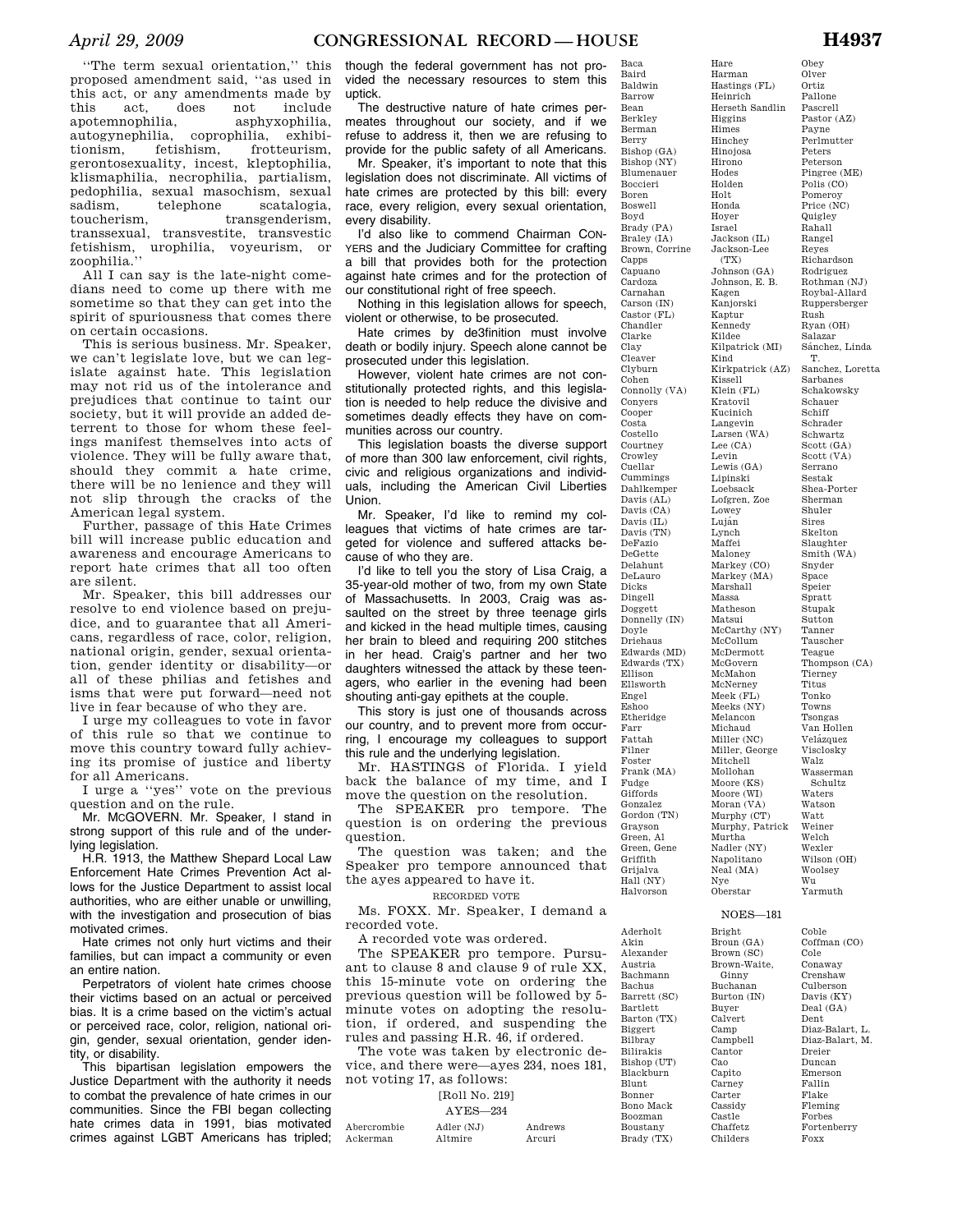"The term sexual orientation," this proposed amendment said, "as used in this act, or any amendments made by this act, does not include apotemnophilia, asphyxophilia, autogynephilia, coprophilia, exhibitionism, fetishism, frotteurism, gerontosexuality, incest, kleptophilia, klismaphilia, necrophilia, partialism, pedophilia, sexual masochism, sexual sadism, telephone scatalogia, toucherism, transgenderism, transsexual, transvestite, transvestic fetishism, urophilia, voyeurism, or zoophilia."

All I can say is the late-night comedians need to come up there with me sometime so that they can get into the spirit of spuriousness that comes there on certain occasions.

This is serious business. Mr. Speaker, we can't legislate love, but we can legislate against hate. This legislation may not rid us of the intolerance and prejudices that continue to taint our society, but it will provide an added deterrent to those for whom these feelings manifest themselves into acts of violence. They will be fully aware that, should they commit a hate crime, there will be no lenience and they will not slip through the cracks of the American legal system.

Further, passage of this Hate Crimes bill will increase public education and awareness and encourage Americans to report hate crimes that all too often are silent.

Mr. Speaker, this bill addresses our resolve to end violence based on prejudice, and to guarantee that all Americans, regardless of race, color, religion, national origin, gender, sexual orientation, gender identity or disability—or all of these philias and fetishes and isms that were put forward—need not live in fear because of who they are.

I urge my colleagues to vote in favor of this rule so that we continue to move this country toward fully achieving its promise of justice and liberty for all Americans.

I urge a "yes" vote on the previous question and on the rule.

Mr. MCGOVERN. Mr. Speaker, I stand in strong support of this rule and of the underlying legislation.

H.R. 1913, the Matthew Shepard Local Law Enforcement Hate Crimes Prevention Act allows for the Justice Department to assist local authorities, who are either unable or unwilling, with the investigation and prosecution of bias motivated crimes.

Hate crimes not only hurt victims and their families, but can impact a community or even an entire nation.

Perpetrators of violent hate crimes choose their victims based on an actual or perceived bias. It is a crime based on the victim's actual or perceived race, color, religion, national origin, gender, sexual orientation, gender identity, or disability.

This bipartisan legislation empowers the Justice Department with the authority it needs to combat the prevalence of hate crimes in our communities. Since the FBI began collecting hate crimes data in 1991, bias motivated crimes against LGBT Americans has tripled; though the federal government has not provided the necessary resources to stem this uptick.

The destructive nature of hate crimes permeates throughout our society, and if we refuse to address it, then we are refusing to provide for the public safety of all Americans.

Mr. Speaker, it's important to note that this legislation does not discriminate. All victims of hate crimes are protected by this bill: every race, every religion, every sexual orientation, every disability.

I'd also like to commend Chairman CONYERS and the Judiciary Committee for crafting a bill that provides both for the protection against hate crimes and for the protection of our constitutional right of free speech.

Nothing in this legislation allows for speech, violent or otherwise, to be prosecuted.

Hate crimes by de3finition must involve death or bodily injury. Speech alone cannot be prosecuted under this legislation.

However, violent hate crimes are not constitutionally protected rights, and this legislation is needed to help reduce the divisive and sometimes deadly effects they have on communities across our country.

This legislation boasts the diverse support of more than 300 law enforcement, civil rights, civic and religious organizations and individuals, including the American Civil Liberties Union.

Mr. Speaker, I'd like to remind my colleagues that victims of hate crimes are targeted for violence and suffered attacks because of who they are.

I'd like to tell you the story of Lisa Craig, a 35-year-old mother of two, from my own State of Massachusetts. In 2003, Craig was assaulted on the street by three teenage girls and kicked in the head multiple times, causing her brain to bleed and requiring 200 stitches in her head. Craig's partner and her two daughters witnessed the attack by these teenagers, who earlier in the evening had been shouting anti-gay epithets at the couple.

This story is just one of thousands across our country, and to prevent more from occurring, I encourage my colleagues to support this rule and the underlying legislation.

Mr. HASTINGS of Florida. I yield back the balance of my time, and I move the question on the resolution.

The SPEAKER pro tempore. The question is on ordering the previous question.

The question was taken; and the Speaker pro tempore announced that the ayes appeared to have it.

RECORDED VOTE

Ms. FOXX. Mr. Speaker, I demand a recorded vote.

A recorded vote was ordered.

The SPEAKER pro tempore. Pursuant to clause 8 and clause 9 of rule XX, this 15-minute vote on ordering the previous question will be followed by 5-minute votes on adopting the resolution, if ordered, and suspending the rules and passing H.R. 46, if ordered.

The vote was taken by electronic device, and there were—ayes 234, noes 181, not voting 17, as follows:

[Roll No. 219]

AYES—234

Abercrombie
Ackerman
Adler (NJ)
Altmire
Andrews
Arcuri
Baca
Baird
Baldwin
Barrow
Bean
Berkley
Berman
Berry
Bishop (GA)
Bishop (NY)
Blumenauer
Boccieri
Boren
Boswell
Boyd
Brady (PA)
Braley (IA)
Brown, Corrine
Capps
Capuano
Cardoza
Carnahan
Carson (IN)
Castor (FL)
Chandler
Clarke
Clay
Cleaver
Clyburn
Cohen
Connolly (VA)
Conyers
Cooper
Costa
Costello
Courtney
Crowley
Cuellar
Cummings
Dahlkemper
Davis (AL)
Davis (CA)
Davis (IL)
Davis (TN)
DeFazio
DeGette
Delahunt
DeLauro
Dicks
Dingell
Doggett
Donnelly (IN)
Doyle
Driehaus
Edwards (MD)
Edwards (TX)
Ellison
Ellsworth
Engel
Eshoo
Etheridge
Farr
Fattah
Filner
Foster
Frank (MA)
Fudge
Giffords
Gonzalez
Gordon (TN)
Grayson
Green, Al
Green, Gene
Griffith
Grijalva
Hall (NY)
Halvorson
Hare
Harman
Hastings (FL)
Heinrich
Herseth Sandlin
Higgins
Himes
Hinchey
Hinojosa
Hirono
Hodes
Holden
Holt
Honda
Hoyer
Israel
Jackson (IL)
Jackson-Lee (TX)
Johnson (GA)
Johnson, E. B.
Kagen
Kanjorski
Kaptur
Kennedy
Kildee
Kilpatrick (MI)
Kind
Kirkpatrick (AZ)
Kissell
Klein (FL)
Kratovil
Kucinich
Langevin
Larsen (WA)
Lee (CA)
Levin
Lewis (GA)
Lipinski
Loebsack
Lofgren, Zoe
Lowey
Luján
Lynch
Maffei
Maloney
Markey (CO)
Markey (MA)
Marshall
Massa
Matheson
Matsui
McCarthy (NY)
McCollum
McDermott
McGovern
McMahon
McNerney
Meek (FL)
Meeks (NY)
Melancon
Michaud
Miller (NC)
Miller, George
Mitchell
Mollohan
Moore (KS)
Moore (WI)
Moran (VA)
Murphy (CT)
Murphy, Patrick
Murtha
Nadler (NY)
Napolitano
Neal (MA)
Nye
Oberstar
Obey
Olver
Ortiz
Pallone
Pascrell
Pastor (AZ)
Payne
Perlmutter
Peters
Peterson
Pingree (ME)
Polis (CO)
Pomeroy
Price (NC)
Quigley
Rahall
Rangel
Reyes
Richardson
Rodriguez
Rothman (NJ)
Roybal-Allard
Ruppersberger
Rush
Ryan (OH)
Salazar
Sánchez, Linda T.
Sanchez, Loretta
Sarbanes
Schakowsky
Schauer
Schiff
Schrader
Schwartz
Scott (GA)
Scott (VA)
Serrano
Sestak
Shea-Porter
Sherman
Shuler
Sires
Skelton
Slaughter
Smith (WA)
Snyder
Space
Speier
Spratt
Stupak
Sutton
Tanner
Tauscher
Teague
Thompson (CA)
Tierney
Titus
Tonko
Towns
Tsongas
Van Hollen
Velázquez
Visclosky
Walz
Wasserman Schultz
Waters
Watson
Watt
Weiner
Welch
Wexler
Wilson (OH)
Woolsey
Wu
Yarmuth

NOES—181

Aderholt
Akin
Alexander
Austria
Bachmann
Bachus
Barrett (SC)
Bartlett
Barton (TX)
Biggert
Bilbray
Bilirakis
Bishop (UT)
Blackburn
Blunt
Bonner
Bono Mack
Boozman
Boustany
Brady (TX)
Bright
Broun (GA)
Brown (SC)
Brown-Waite, Ginny
Buchanan
Burton (IN)
Buyer
Calvert
Camp
Campbell
Cantor
Cao
Capito
Carney
Carter
Cassidy
Castle
Chaffetz
Childers
Coble
Coffman (CO)
Cole
Conaway
Crenshaw
Culberson
Davis (KY)
Deal (GA)
Dent
Diaz-Balart, L.
Diaz-Balart, M.
Dreier
Duncan
Emerson
Fallin
Flake
Fleming
Forbes
Fortenberry
Foxx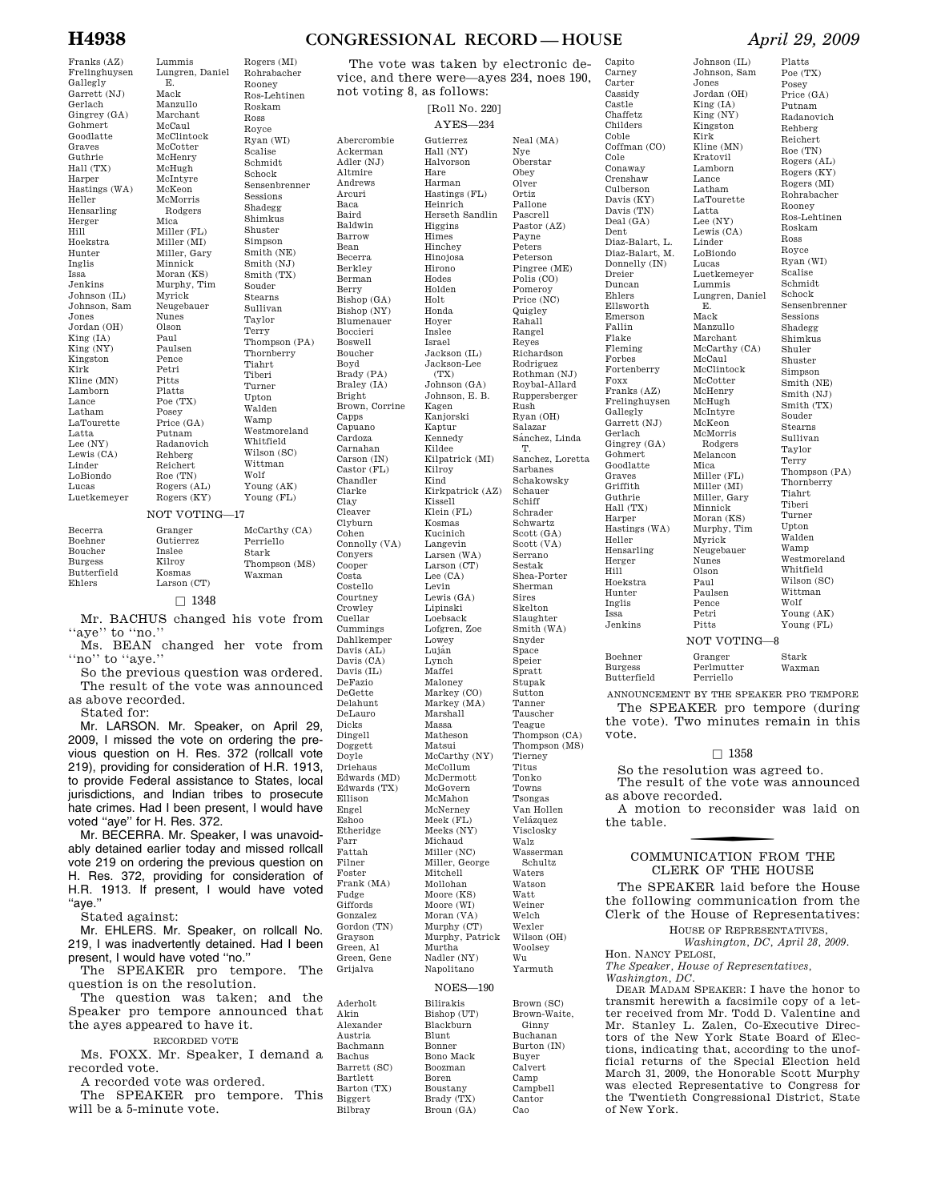Franks (AZ)
Frelinghuysen
Gallegly
Garrett (NJ)
Gerlach
Gingrey (GA)
Gohmert
Goodlatte
Graves
Guthrie
Hall (TX)
Harper
Hastings (WA)
Heller
Hensarling
Herger
Hill
Hoekstra
Hunter
Inglis
Issa
Jenkins
Johnson (IL)
Johnson, Sam
Jones
Jordan (OH)
King (IA)
King (NY)
Kingston
Kirk
Kline (MN)
Lamborn
Lance
Latham
LaTourette
Latta
Lee (NY)
Lewis (CA)
Linder
LoBiondo
Lucas
Luetkemeyer
Lummis
Lungren, Daniel E.
Mack
Manzullo
Marchant
McCaul
McClintock
McCotter
McHenry
McHugh
McIntyre
McKeon
McMorris Rodgers
Mica
Miller (FL)
Miller (MI)
Miller, Gary
Minnick
Moran (KS)
Murphy, Tim
Myrick
Neugebauer
Nunes
Olson
Paul
Paulsen
Pence
Petri
Pitts
Platts
Poe (TX)
Posey
Price (GA)
Putnam
Radanovich
Rehberg
Reichert
Roe (TN)
Rogers (AL)
Rogers (KY)
Rogers (MI)
Rohrabacher
Rooney
Ros-Lehtinen
Roskam
Ross
Royce
Ryan (WI)
Scalise
Schmidt
Schock
Sensenbrenner
Sessions
Shadegg
Shimkus
Shuster
Simpson
Smith (NE)
Smith (NJ)
Smith (TX)
Souder
Stearns
Sullivan
Taylor
Terry
Thompson (PA)
Thornberry
Tiahrt
Tiberi
Turner
Upton
Walden
Wamp
Westmoreland
Whitfield
Wilson (SC)
Wittman
Wolf
Young (AK)
Young (FL)

NOT VOTING—17

Becerra
Boehner
Boucher
Burgess
Butterfield
Ehlers
Granger
Gutierrez
Inslee
Kilroy
Kosmas
Larson (CT)
McCarthy (CA)
Perriello
Stark
Thompson (MS)
Waxman

☐ 1348

Mr. BACHUS changed his vote from ''aye'' to ''no.''

Ms. BEAN changed her vote from ''no'' to ''aye.''

So the previous question was ordered.

The result of the vote was announced as above recorded.

Stated for:

Mr. LARSON. Mr. Speaker, on April 29, 2009, I missed the vote on ordering the previous question on H. Res. 372 (rollcall vote 219), providing for consideration of H.R. 1913, to provide Federal assistance to States, local jurisdictions, and Indian tribes to prosecute hate crimes. Had I been present, I would have voted ''aye'' for H. Res. 372.

Mr. BECERRA. Mr. Speaker, I was unavoidably detained earlier today and missed rollcall vote 219 on ordering the previous question on H. Res. 372, providing for consideration of H.R. 1913. If present, I would have voted ''aye.''

Stated against:

Mr. EHLERS. Mr. Speaker, on rollcall No. 219, I was inadvertently detained. Had I been present, I would have voted ''no.''

The SPEAKER pro tempore. The question is on the resolution.

The question was taken; and the Speaker pro tempore announced that the ayes appeared to have it.

RECORDED VOTE

Ms. FOXX. Mr. Speaker, I demand a recorded vote.

A recorded vote was ordered.

The SPEAKER pro tempore. This will be a 5-minute vote.

The vote was taken by electronic device, and there were—ayes 234, noes 190, not voting 8, as follows:

[Roll No. 220]

AYES—234

Abercrombie
Ackerman
Adler (NJ)
Altmire
Andrews
Arcuri
Baca
Baird
Baldwin
Barrow
Bean
Becerra
Berkley
Berman
Berry
Bishop (GA)
Bishop (NY)
Blumenauer
Boccieri
Boswell
Boucher
Boyd
Brady (PA)
Braley (IA)
Bright
Brown, Corrine
Capps
Capuano
Cardoza
Carnahan
Carson (IN)
Castor (FL)
Chandler
Clarke
Clay
Cleaver
Clyburn
Cohen
Connolly (VA)
Conyers
Cooper
Costa
Costello
Courtney
Crowley
Cuellar
Cummings
Dahlkemper
Davis (AL)
Davis (CA)
Davis (IL)
DeFazio
DeGette
Delahunt
DeLauro
Dicks
Dingell
Doggett
Doyle
Driehaus
Edwards (MD)
Edwards (TX)
Ellison
Engel
Eshoo
Etheridge
Farr
Fattah
Filner
Foster
Frank (MA)
Fudge
Giffords
Gonzalez
Gordon (TN)
Grayson
Green, Al
Green, Gene
Grijalva
Gutierrez
Hall (NY)
Halvorson
Hare
Harman
Hastings (FL)
Heinrich
Herseth Sandlin
Higgins
Himes
Hinchey
Hinojosa
Hirono
Hodes
Holden
Holt
Honda
Hoyer
Inslee
Israel
Jackson (IL)
Jackson-Lee (TX)
Johnson (GA)
Johnson, E. B.
Kagen
Kanjorski
Kaptur
Kennedy
Kildee
Kilpatrick (MI)
Kilroy
Kind
Kirkpatrick (AZ)
Kissell
Klein (FL)
Kosmas
Kucinich
Langevin
Larsen (WA)
Larson (CT)
Lee (CA)
Levin
Lewis (GA)
Lipinski
Loebsack
Lofgren, Zoe
Lowey
Luján
Lynch
Maffei
Maloney
Markey (CO)
Markey (MA)
Marshall
Massa
Matheson
Matsui
McCarthy (NY)
McCollum
McDermott
McGovern
McMahon
McNerney
Meek (FL)
Meeks (NY)
Michaud
Miller (NC)
Miller, George
Mitchell
Mollohan
Moore (KS)
Moore (WI)
Moran (VA)
Murphy (CT)
Murphy, Patrick
Murtha
Nadler (NY)
Napolitano
Neal (MA)
Nye
Oberstar
Obey
Olver
Ortiz
Pallone
Pascrell
Pastor (AZ)
Payne
Peters
Peterson
Pingree (ME)
Polis (CO)
Pomeroy
Price (NC)
Quigley
Rahall
Rangel
Reyes
Richardson
Rodriguez
Rothman (NJ)
Roybal-Allard
Ruppersberger
Rush
Ryan (OH)
Salazar
Sánchez, Linda T.
Sanchez, Loretta
Sarbanes
Schakowsky
Schauer
Schiff
Schrader
Schwartz
Scott (GA)
Scott (VA)
Serrano
Sestak
Shea-Porter
Sherman
Sires
Skelton
Slaughter
Smith (WA)
Snyder
Space
Speier
Spratt
Stupak
Sutton
Tanner
Tauscher
Teague
Thompson (CA)
Thompson (MS)
Tierney
Titus
Tonko
Towns
Tsongas
Van Hollen
Velázquez
Visclosky
Walz
Wasserman Schultz
Waters
Watson
Watt
Weiner
Welch
Wexler
Wilson (OH)
Woolsey
Wu
Yarmuth

NOES—190

Aderholt
Akin
Alexander
Austria
Bachmann
Bachus
Barrett (SC)
Bartlett
Barton (TX)
Biggert
Bilbray
Bilirakis
Bishop (UT)
Blackburn
Blunt
Bonner
Bono Mack
Boozman
Boren
Boustany
Brady (TX)
Broun (GA)
Brown (SC)
Brown-Waite, Ginny
Buchanan
Burton (IN)
Buyer
Calvert
Camp
Campbell
Cantor
Cao
Capito
Carney
Carter
Cassidy
Castle
Chaffetz
Childers
Coble
Coffman (CO)
Cole
Conaway
Crenshaw
Culberson
Davis (KY)
Davis (TN)
Deal (GA)
Dent
Diaz-Balart, L.
Diaz-Balart, M.
Donnelly (IN)
Dreier
Duncan
Ehlers
Ellsworth
Emerson
Fallin
Flake
Fleming
Forbes
Fortenberry
Foxx
Franks (AZ)
Frelinghuysen
Gallegly
Garrett (NJ)
Gerlach
Gingrey (GA)
Gohmert
Goodlatte
Graves
Griffith
Guthrie
Hall (TX)
Harper
Hastings (WA)
Heller
Hensarling
Herger
Hill
Hoekstra
Hunter
Inglis
Issa
Jenkins
Johnson (IL)
Johnson, Sam
Jones
Jordan (OH)
King (IA)
King (NY)
Kingston
Kirk
Kline (MN)
Kratovil
Lamborn
Lance
Latham
LaTourette
Latta
Lee (NY)
Lewis (CA)
Linder
LoBiondo
Lucas
Luetkemeyer
Lummis
Lungren, Daniel E.
Mack
Manzullo
Marchant
McCarthy (CA)
McCaul
McClintock
McCotter
McHenry
McHugh
McIntyre
McKeon
McMorris Rodgers
Melancon
Mica
Miller (FL)
Miller (MI)
Miller, Gary
Minnick
Moran (KS)
Murphy, Tim
Myrick
Neugebauer
Nunes
Olson
Paul
Paulsen
Pence
Petri
Pitts
Platts
Poe (TX)
Posey
Price (GA)
Putnam
Radanovich
Rehberg
Reichert
Roe (TN)
Rogers (AL)
Rogers (KY)
Rogers (MI)
Rohrabacher
Rooney
Ros-Lehtinen
Roskam
Ross
Royce
Ryan (WI)
Scalise
Schmidt
Schock
Sensenbrenner
Sessions
Shadegg
Shimkus
Shuler
Shuster
Simpson
Smith (NE)
Smith (NJ)
Smith (TX)
Souder
Stearns
Sullivan
Taylor
Terry
Thompson (PA)
Thornberry
Tiahrt
Tiberi
Turner
Upton
Walden
Wamp
Westmoreland
Whitfield
Wilson (SC)
Wittman
Wolf
Young (AK)
Young (FL)

NOT VOTING—8

Boehner
Burgess
Butterfield
Granger
Perlmutter
Perriello
Stark
Waxman

ANNOUNCEMENT BY THE SPEAKER PRO TEMPORE

The SPEAKER pro tempore (during the vote). Two minutes remain in this vote.

☐ 1358

So the resolution was agreed to.

The result of the vote was announced as above recorded.

A motion to reconsider was laid on the table.

## COMMUNICATION FROM THE CLERK OF THE HOUSE

The SPEAKER laid before the House the following communication from the Clerk of the House of Representatives:

HOUSE OF REPRESENTATIVES,
*Washington, DC, April 28, 2009.*

Hon. NANCY PELOSI,
*The Speaker, House of Representatives, Washington, DC.*

DEAR MADAM SPEAKER: I have the honor to transmit herewith a facsimile copy of a letter received from Mr. Todd D. Valentine and Mr. Stanley L. Zalen, Co-Executive Directors of the New York State Board of Elections, indicating that, according to the unofficial returns of the Special Election held March 31, 2009, the Honorable Scott Murphy was elected Representative to Congress for the Twentieth Congressional District, State of New York.